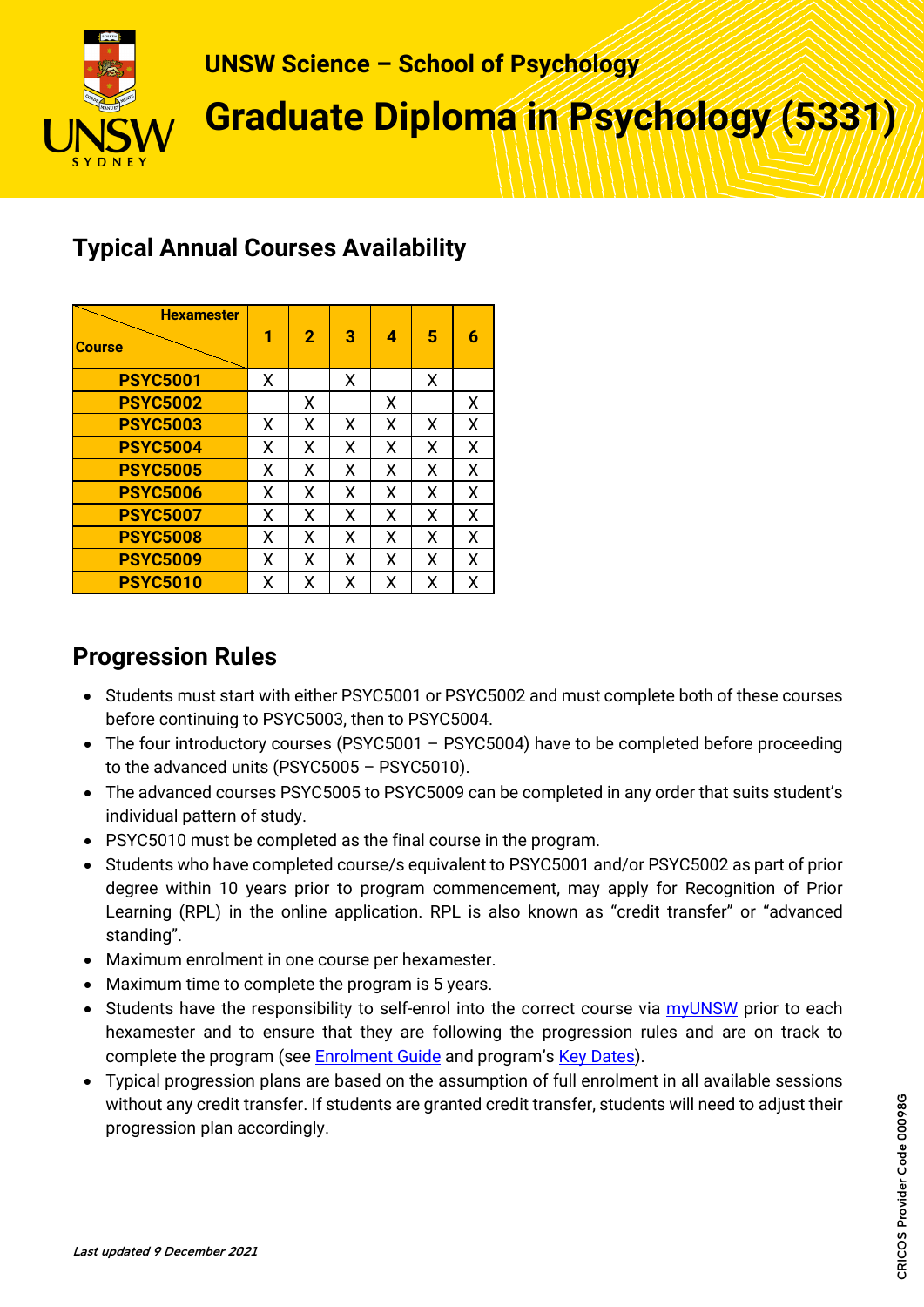UNSW Science – School of Psychology

# Graduate Diploma in Psychology (5331)

## Typical Annual Courses Availability

| Course \ Hexamester | 1 | 2 | 3 | 4 | 5 | 6 |
|---|---|---|---|---|---|---|
| **PSYC5001** | X | | X | | X | |
| **PSYC5002** | | X | | X | | X |
| **PSYC5003** | X | X | X | X | X | X |
| **PSYC5004** | X | X | X | X | X | X |
| **PSYC5005** | X | X | X | X | X | X |
| **PSYC5006** | X | X | X | X | X | X |
| **PSYC5007** | X | X | X | X | X | X |
| **PSYC5008** | X | X | X | X | X | X |
| **PSYC5009** | X | X | X | X | X | X |
| **PSYC5010** | X | X | X | X | X | X |

## Progression Rules

- Students must start with either PSYC5001 or PSYC5002 and must complete both of these courses before continuing to PSYC5003, then to PSYC5004.
- The four introductory courses (PSYC5001 – PSYC5004) have to be completed before proceeding to the advanced units (PSYC5005 – PSYC5010).
- The advanced courses PSYC5005 to PSYC5009 can be completed in any order that suits student's individual pattern of study.
- PSYC5010 must be completed as the final course in the program.
- Students who have completed course/s equivalent to PSYC5001 and/or PSYC5002 as part of prior degree within 10 years prior to program commencement, may apply for Recognition of Prior Learning (RPL) in the online application. RPL is also known as "credit transfer" or "advanced standing".
- Maximum enrolment in one course per hexamester.
- Maximum time to complete the program is 5 years.
- Students have the responsibility to self-enrol into the correct course via myUNSW prior to each hexamester and to ensure that they are following the progression rules and are on track to complete the program (see Enrolment Guide and program's Key Dates).
- Typical progression plans are based on the assumption of full enrolment in all available sessions without any credit transfer. If students are granted credit transfer, students will need to adjust their progression plan accordingly.

*Last updated 9 December 2021*

CRICOS Provider Code 00098G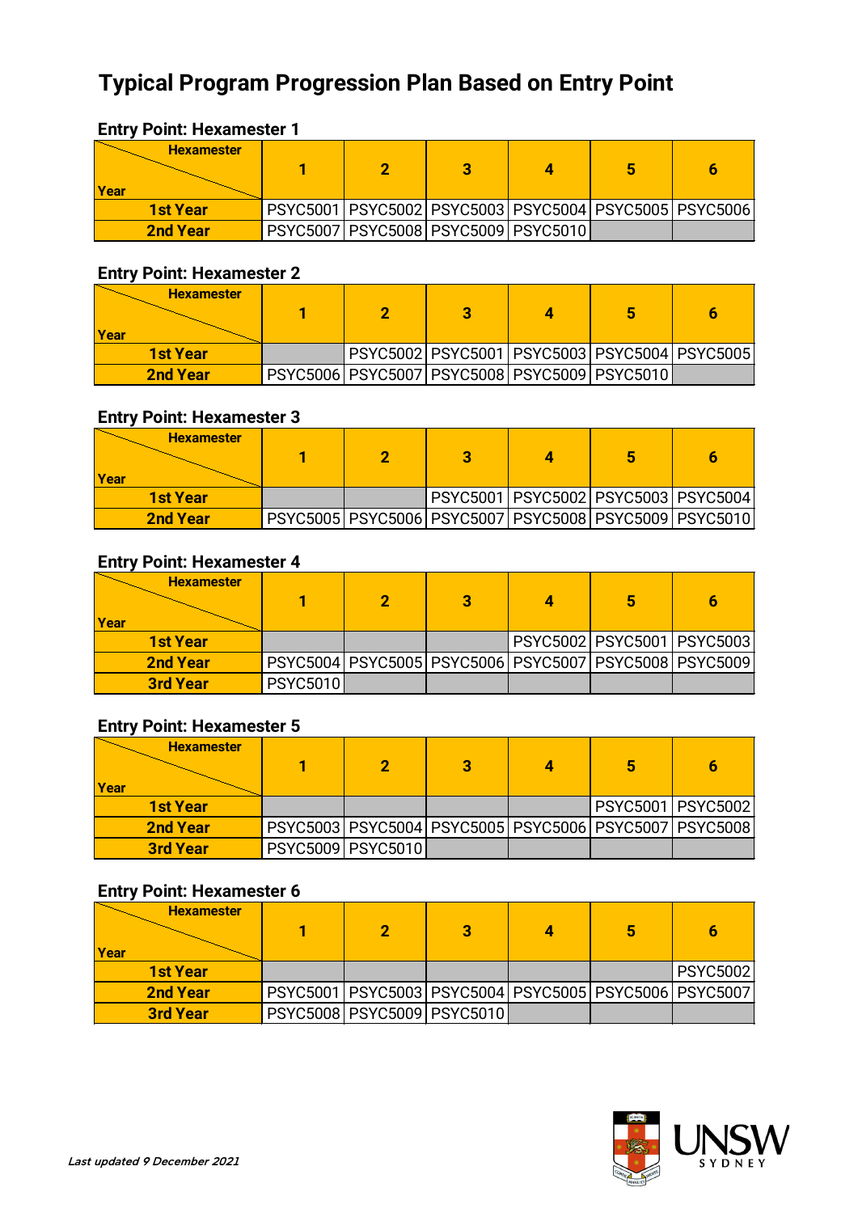# Typical Program Progression Plan Based on Entry Point

## Entry Point: Hexamester 1

| Hexamester / Year | 1 | 2 | 3 | 4 | 5 | 6 |
|---|---|---|---|---|---|---|
| 1st Year | PSYC5001 | PSYC5002 | PSYC5003 | PSYC5004 | PSYC5005 | PSYC5006 |
| 2nd Year | PSYC5007 | PSYC5008 | PSYC5009 | PSYC5010 | | |

## Entry Point: Hexamester 2

| Hexamester / Year | 1 | 2 | 3 | 4 | 5 | 6 |
|---|---|---|---|---|---|---|
| 1st Year | | PSYC5002 | PSYC5001 | PSYC5003 | PSYC5004 | PSYC5005 |
| 2nd Year | PSYC5006 | PSYC5007 | PSYC5008 | PSYC5009 | PSYC5010 | |

## Entry Point: Hexamester 3

| Hexamester / Year | 1 | 2 | 3 | 4 | 5 | 6 |
|---|---|---|---|---|---|---|
| 1st Year | | | PSYC5001 | PSYC5002 | PSYC5003 | PSYC5004 |
| 2nd Year | PSYC5005 | PSYC5006 | PSYC5007 | PSYC5008 | PSYC5009 | PSYC5010 |

## Entry Point: Hexamester 4

| Hexamester / Year | 1 | 2 | 3 | 4 | 5 | 6 |
|---|---|---|---|---|---|---|
| 1st Year | | | | PSYC5002 | PSYC5001 | PSYC5003 |
| 2nd Year | PSYC5004 | PSYC5005 | PSYC5006 | PSYC5007 | PSYC5008 | PSYC5009 |
| 3rd Year | PSYC5010 | | | | | |

## Entry Point: Hexamester 5

| Hexamester / Year | 1 | 2 | 3 | 4 | 5 | 6 |
|---|---|---|---|---|---|---|
| 1st Year | | | | | PSYC5001 | PSYC5002 |
| 2nd Year | PSYC5003 | PSYC5004 | PSYC5005 | PSYC5006 | PSYC5007 | PSYC5008 |
| 3rd Year | PSYC5009 | PSYC5010 | | | | |

## Entry Point: Hexamester 6

| Hexamester / Year | 1 | 2 | 3 | 4 | 5 | 6 |
|---|---|---|---|---|---|---|
| 1st Year | | | | | | PSYC5002 |
| 2nd Year | PSYC5001 | PSYC5003 | PSYC5004 | PSYC5005 | PSYC5006 | PSYC5007 |
| 3rd Year | PSYC5008 | PSYC5009 | PSYC5010 | | | |

*Last updated 9 December 2021*

UNSW SYDNEY